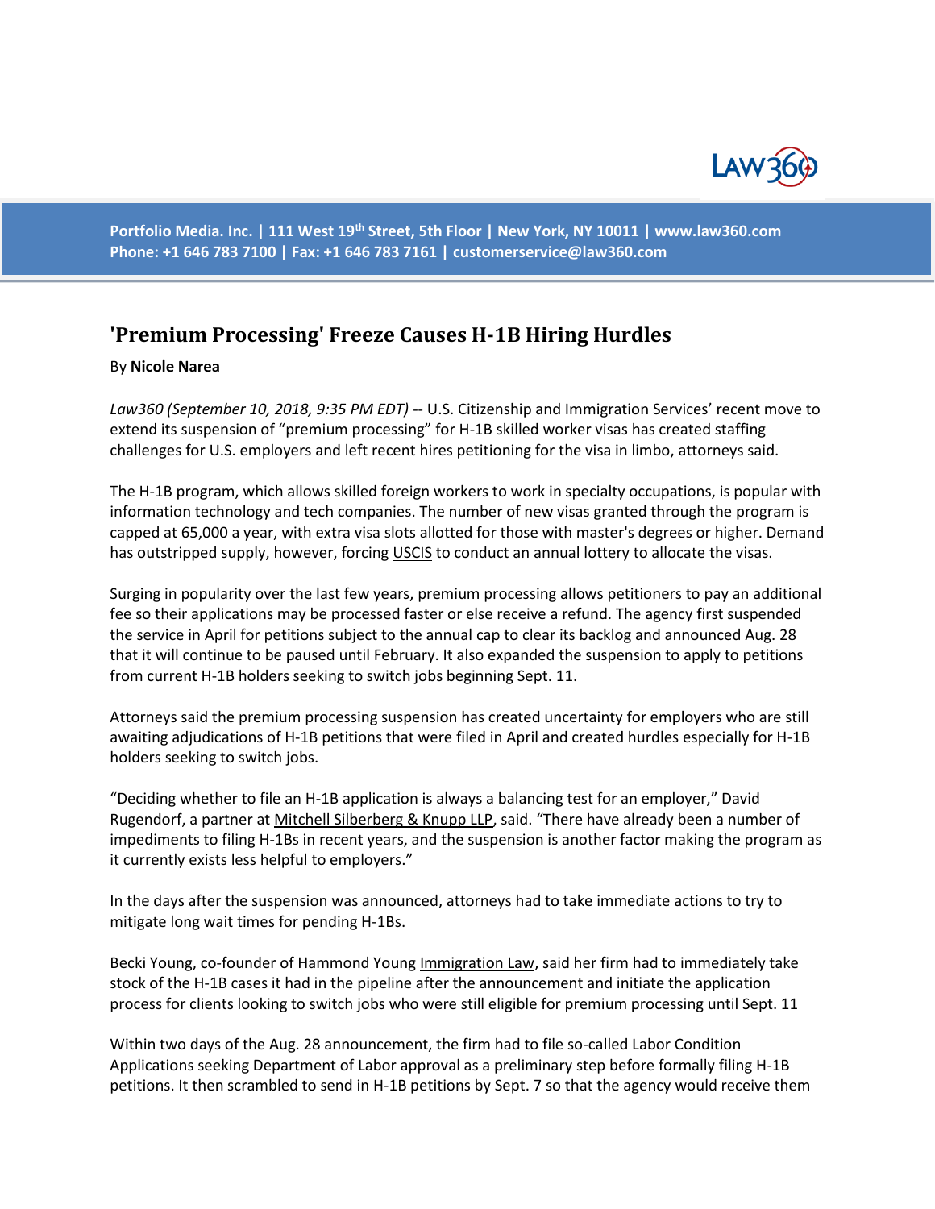Portfolio Media. Inc. | 111 West 19th Street, 5th Floor | New York, NY 10011 | www.law360.com
Phone: +1 646 783 7100 | Fax: +1 646 783 7161 | customerservice@law360.com

# 'Premium Processing' Freeze Causes H-1B Hiring Hurdles

By **Nicole Narea**

*Law360 (September 10, 2018, 9:35 PM EDT)* -- U.S. Citizenship and Immigration Services' recent move to extend its suspension of "premium processing" for H-1B skilled worker visas has created staffing challenges for U.S. employers and left recent hires petitioning for the visa in limbo, attorneys said.

The H-1B program, which allows skilled foreign workers to work in specialty occupations, is popular with information technology and tech companies. The number of new visas granted through the program is capped at 65,000 a year, with extra visa slots allotted for those with master's degrees or higher. Demand has outstripped supply, however, forcing USCIS to conduct an annual lottery to allocate the visas.

Surging in popularity over the last few years, premium processing allows petitioners to pay an additional fee so their applications may be processed faster or else receive a refund. The agency first suspended the service in April for petitions subject to the annual cap to clear its backlog and announced Aug. 28 that it will continue to be paused until February. It also expanded the suspension to apply to petitions from current H-1B holders seeking to switch jobs beginning Sept. 11.

Attorneys said the premium processing suspension has created uncertainty for employers who are still awaiting adjudications of H-1B petitions that were filed in April and created hurdles especially for H-1B holders seeking to switch jobs.

"Deciding whether to file an H-1B application is always a balancing test for an employer," David Rugendorf, a partner at Mitchell Silberberg & Knupp LLP, said. "There have already been a number of impediments to filing H-1Bs in recent years, and the suspension is another factor making the program as it currently exists less helpful to employers."

In the days after the suspension was announced, attorneys had to take immediate actions to try to mitigate long wait times for pending H-1Bs.

Becki Young, co-founder of Hammond Young Immigration Law, said her firm had to immediately take stock of the H-1B cases it had in the pipeline after the announcement and initiate the application process for clients looking to switch jobs who were still eligible for premium processing until Sept. 11

Within two days of the Aug. 28 announcement, the firm had to file so-called Labor Condition Applications seeking Department of Labor approval as a preliminary step before formally filing H-1B petitions. It then scrambled to send in H-1B petitions by Sept. 7 so that the agency would receive them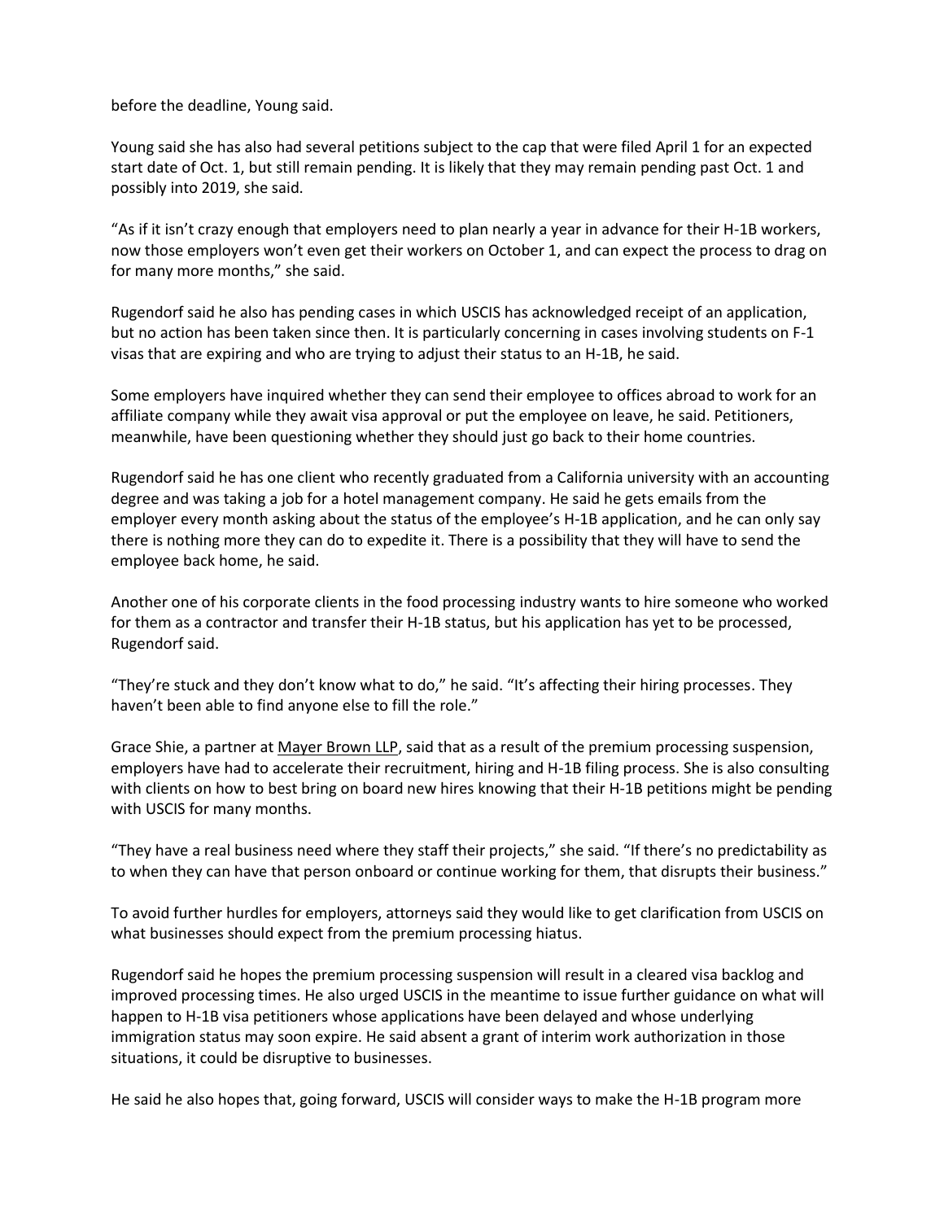before the deadline, Young said.

Young said she has also had several petitions subject to the cap that were filed April 1 for an expected start date of Oct. 1, but still remain pending. It is likely that they may remain pending past Oct. 1 and possibly into 2019, she said.

"As if it isn't crazy enough that employers need to plan nearly a year in advance for their H-1B workers, now those employers won't even get their workers on October 1, and can expect the process to drag on for many more months," she said.

Rugendorf said he also has pending cases in which USCIS has acknowledged receipt of an application, but no action has been taken since then. It is particularly concerning in cases involving students on F-1 visas that are expiring and who are trying to adjust their status to an H-1B, he said.

Some employers have inquired whether they can send their employee to offices abroad to work for an affiliate company while they await visa approval or put the employee on leave, he said. Petitioners, meanwhile, have been questioning whether they should just go back to their home countries.

Rugendorf said he has one client who recently graduated from a California university with an accounting degree and was taking a job for a hotel management company. He said he gets emails from the employer every month asking about the status of the employee's H-1B application, and he can only say there is nothing more they can do to expedite it. There is a possibility that they will have to send the employee back home, he said.

Another one of his corporate clients in the food processing industry wants to hire someone who worked for them as a contractor and transfer their H-1B status, but his application has yet to be processed, Rugendorf said.

"They're stuck and they don't know what to do," he said. "It's affecting their hiring processes. They haven't been able to find anyone else to fill the role."

Grace Shie, a partner at Mayer Brown LLP, said that as a result of the premium processing suspension, employers have had to accelerate their recruitment, hiring and H-1B filing process. She is also consulting with clients on how to best bring on board new hires knowing that their H-1B petitions might be pending with USCIS for many months.

"They have a real business need where they staff their projects," she said. "If there's no predictability as to when they can have that person onboard or continue working for them, that disrupts their business."

To avoid further hurdles for employers, attorneys said they would like to get clarification from USCIS on what businesses should expect from the premium processing hiatus.

Rugendorf said he hopes the premium processing suspension will result in a cleared visa backlog and improved processing times. He also urged USCIS in the meantime to issue further guidance on what will happen to H-1B visa petitioners whose applications have been delayed and whose underlying immigration status may soon expire. He said absent a grant of interim work authorization in those situations, it could be disruptive to businesses.

He said he also hopes that, going forward, USCIS will consider ways to make the H-1B program more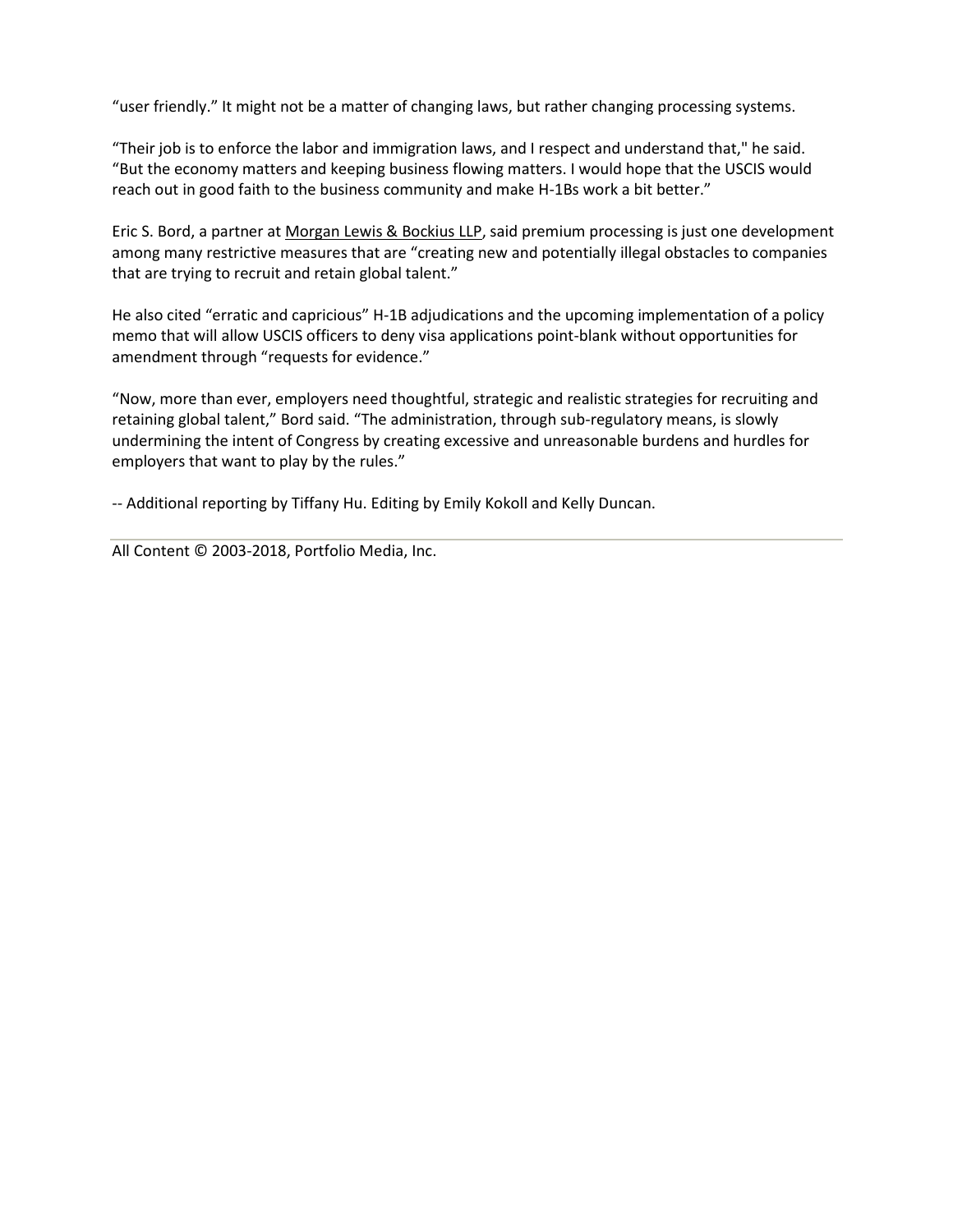“user friendly.” It might not be a matter of changing laws, but rather changing processing systems.

“Their job is to enforce the labor and immigration laws, and I respect and understand that," he said. “But the economy matters and keeping business flowing matters. I would hope that the USCIS would reach out in good faith to the business community and make H-1Bs work a bit better.”

Eric S. Bord, a partner at Morgan Lewis & Bockius LLP, said premium processing is just one development among many restrictive measures that are “creating new and potentially illegal obstacles to companies that are trying to recruit and retain global talent.”

He also cited “erratic and capricious” H-1B adjudications and the upcoming implementation of a policy memo that will allow USCIS officers to deny visa applications point-blank without opportunities for amendment through “requests for evidence.”

“Now, more than ever, employers need thoughtful, strategic and realistic strategies for recruiting and retaining global talent,” Bord said. “The administration, through sub-regulatory means, is slowly undermining the intent of Congress by creating excessive and unreasonable burdens and hurdles for employers that want to play by the rules.”

-- Additional reporting by Tiffany Hu. Editing by Emily Kokoll and Kelly Duncan.

---

All Content © 2003-2018, Portfolio Media, Inc.